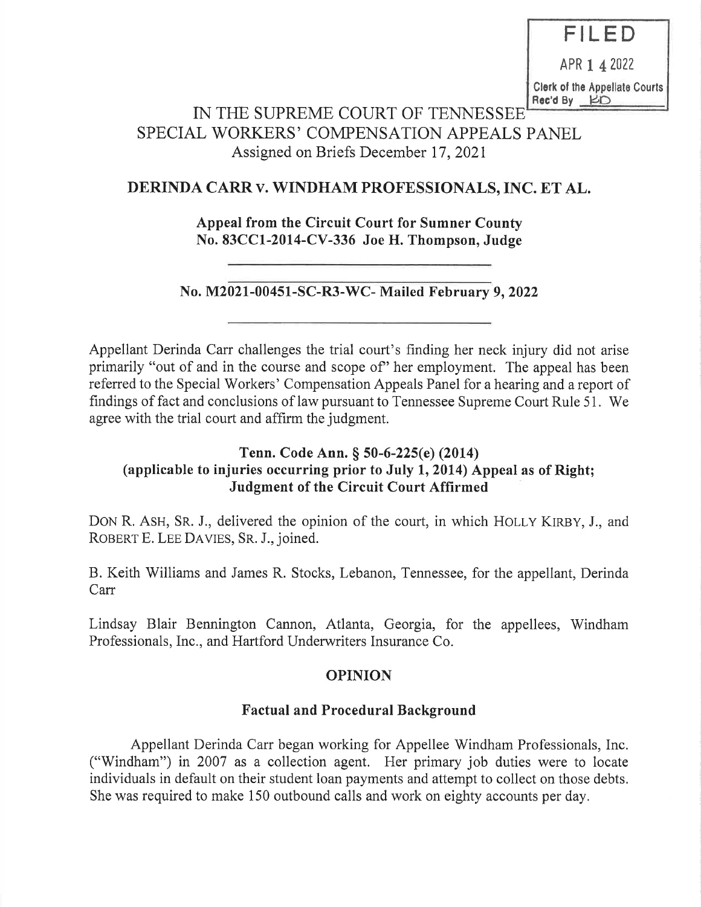FILED

APR 14 2022

Clerk of the Appellate Courts
Rec'd By KD

# IN THE SUPREME COURT OF TENNESSEE
## SPECIAL WORKERS' COMPENSATION APPEALS PANEL
Assigned on Briefs December 17, 2021

### DERINDA CARR v. WINDHAM PROFESSIONALS, INC. ET AL.

**Appeal from the Circuit Court for Sumner County**
**No. 83CC1-2014-CV-336 Joe H. Thompson, Judge**

---

**No. M2021-00451-SC-R3-WC- Mailed February 9, 2022**

---

Appellant Derinda Carr challenges the trial court's finding her neck injury did not arise primarily "out of and in the course and scope of" her employment. The appeal has been referred to the Special Workers' Compensation Appeals Panel for a hearing and a report of findings of fact and conclusions of law pursuant to Tennessee Supreme Court Rule 51. We agree with the trial court and affirm the judgment.

**Tenn. Code Ann. § 50-6-225(e) (2014)**
**(applicable to injuries occurring prior to July 1, 2014) Appeal as of Right; Judgment of the Circuit Court Affirmed**

DON R. ASH, SR. J., delivered the opinion of the court, in which HOLLY KIRBY, J., and ROBERT E. LEE DAVIES, SR. J., joined.

B. Keith Williams and James R. Stocks, Lebanon, Tennessee, for the appellant, Derinda Carr

Lindsay Blair Bennington Cannon, Atlanta, Georgia, for the appellees, Windham Professionals, Inc., and Hartford Underwriters Insurance Co.

## OPINION

### Factual and Procedural Background

Appellant Derinda Carr began working for Appellee Windham Professionals, Inc. ("Windham") in 2007 as a collection agent. Her primary job duties were to locate individuals in default on their student loan payments and attempt to collect on those debts. She was required to make 150 outbound calls and work on eighty accounts per day.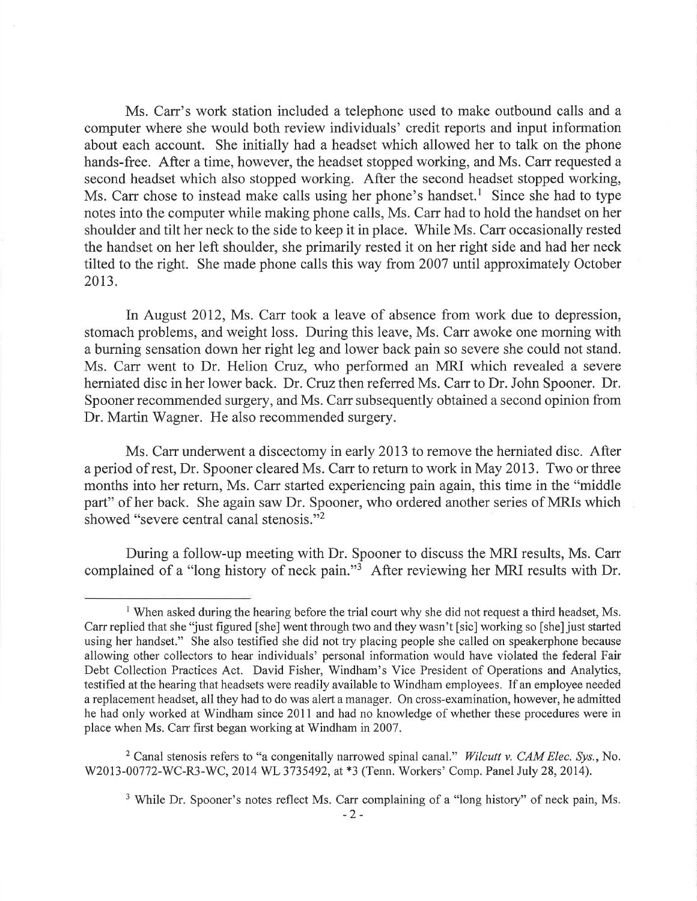Ms. Carr's work station included a telephone used to make outbound calls and a computer where she would both review individuals' credit reports and input information about each account. She initially had a headset which allowed her to talk on the phone hands-free. After a time, however, the headset stopped working, and Ms. Carr requested a second headset which also stopped working. After the second headset stopped working, Ms. Carr chose to instead make calls using her phone's handset.[1] Since she had to type notes into the computer while making phone calls, Ms. Carr had to hold the handset on her shoulder and tilt her neck to the side to keep it in place. While Ms. Carr occasionally rested the handset on her left shoulder, she primarily rested it on her right side and had her neck tilted to the right. She made phone calls this way from 2007 until approximately October 2013.

In August 2012, Ms. Carr took a leave of absence from work due to depression, stomach problems, and weight loss. During this leave, Ms. Carr awoke one morning with a burning sensation down her right leg and lower back pain so severe she could not stand. Ms. Carr went to Dr. Helion Cruz, who performed an MRI which revealed a severe herniated disc in her lower back. Dr. Cruz then referred Ms. Carr to Dr. John Spooner. Dr. Spooner recommended surgery, and Ms. Carr subsequently obtained a second opinion from Dr. Martin Wagner. He also recommended surgery.

Ms. Carr underwent a discectomy in early 2013 to remove the herniated disc. After a period of rest, Dr. Spooner cleared Ms. Carr to return to work in May 2013. Two or three months into her return, Ms. Carr started experiencing pain again, this time in the "middle part" of her back. She again saw Dr. Spooner, who ordered another series of MRIs which showed "severe central canal stenosis."[2]

During a follow-up meeting with Dr. Spooner to discuss the MRI results, Ms. Carr complained of a "long history of neck pain."[3] After reviewing her MRI results with Dr.

---

[1] When asked during the hearing before the trial court why she did not request a third headset, Ms. Carr replied that she "just figured [she] went through two and they wasn't [sic] working so [she] just started using her handset." She also testified she did not try placing people she called on speakerphone because allowing other collectors to hear individuals' personal information would have violated the federal Fair Debt Collection Practices Act. David Fisher, Windham's Vice President of Operations and Analytics, testified at the hearing that headsets were readily available to Windham employees. If an employee needed a replacement headset, all they had to do was alert a manager. On cross-examination, however, he admitted he had only worked at Windham since 2011 and had no knowledge of whether these procedures were in place when Ms. Carr first began working at Windham in 2007.

[2] Canal stenosis refers to "a congenitally narrowed spinal canal." *Wilcutt v. CAM Elec. Sys.*, No. W2013-00772-WC-R3-WC, 2014 WL 3735492, at *3 (Tenn. Workers' Comp. Panel July 28, 2014).

[3] While Dr. Spooner's notes reflect Ms. Carr complaining of a "long history" of neck pain, Ms.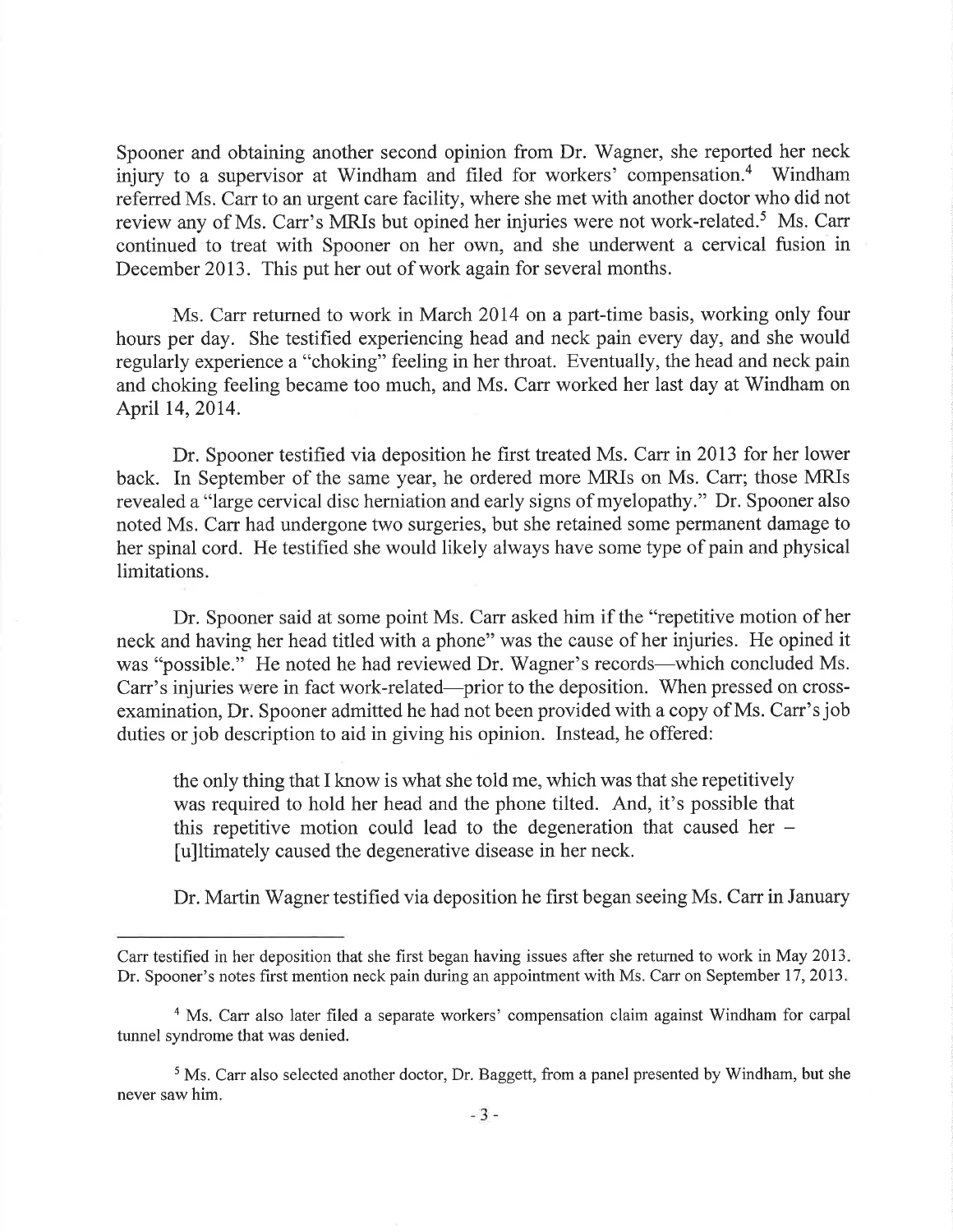Spooner and obtaining another second opinion from Dr. Wagner, she reported her neck injury to a supervisor at Windham and filed for workers' compensation.[4] Windham referred Ms. Carr to an urgent care facility, where she met with another doctor who did not review any of Ms. Carr's MRIs but opined her injuries were not work-related.[5] Ms. Carr continued to treat with Spooner on her own, and she underwent a cervical fusion in December 2013. This put her out of work again for several months.

Ms. Carr returned to work in March 2014 on a part-time basis, working only four hours per day. She testified experiencing head and neck pain every day, and she would regularly experience a "choking" feeling in her throat. Eventually, the head and neck pain and choking feeling became too much, and Ms. Carr worked her last day at Windham on April 14, 2014.

Dr. Spooner testified via deposition he first treated Ms. Carr in 2013 for her lower back. In September of the same year, he ordered more MRIs on Ms. Carr; those MRIs revealed a "large cervical disc herniation and early signs of myelopathy." Dr. Spooner also noted Ms. Carr had undergone two surgeries, but she retained some permanent damage to her spinal cord. He testified she would likely always have some type of pain and physical limitations.

Dr. Spooner said at some point Ms. Carr asked him if the "repetitive motion of her neck and having her head titled with a phone" was the cause of her injuries. He opined it was "possible." He noted he had reviewed Dr. Wagner's records—which concluded Ms. Carr's injuries were in fact work-related—prior to the deposition. When pressed on cross-examination, Dr. Spooner admitted he had not been provided with a copy of Ms. Carr's job duties or job description to aid in giving his opinion. Instead, he offered:

> the only thing that I know is what she told me, which was that she repetitively was required to hold her head and the phone tilted. And, it's possible that this repetitive motion could lead to the degeneration that caused her – [u]ltimately caused the degenerative disease in her neck.

Dr. Martin Wagner testified via deposition he first began seeing Ms. Carr in January

---

Carr testified in her deposition that she first began having issues after she returned to work in May 2013. Dr. Spooner's notes first mention neck pain during an appointment with Ms. Carr on September 17, 2013.

[4] Ms. Carr also later filed a separate workers' compensation claim against Windham for carpal tunnel syndrome that was denied.

[5] Ms. Carr also selected another doctor, Dr. Baggett, from a panel presented by Windham, but she never saw him.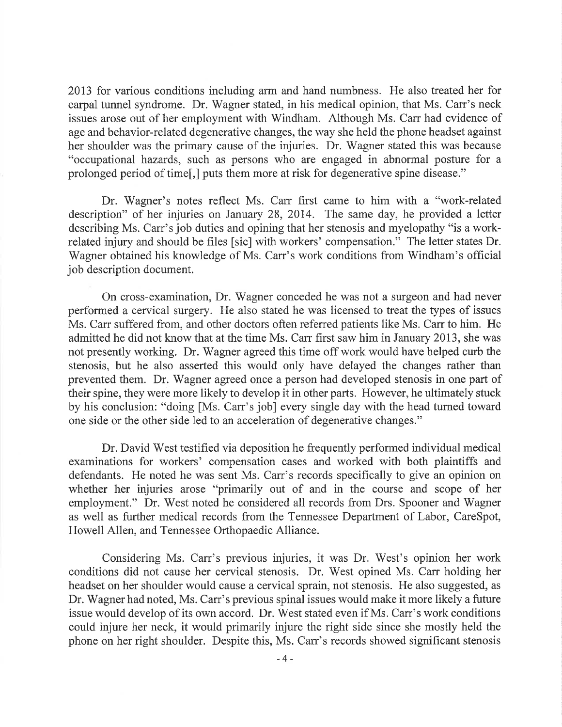2013 for various conditions including arm and hand numbness. He also treated her for carpal tunnel syndrome. Dr. Wagner stated, in his medical opinion, that Ms. Carr's neck issues arose out of her employment with Windham. Although Ms. Carr had evidence of age and behavior-related degenerative changes, the way she held the phone headset against her shoulder was the primary cause of the injuries. Dr. Wagner stated this was because "occupational hazards, such as persons who are engaged in abnormal posture for a prolonged period of time[,] puts them more at risk for degenerative spine disease."

Dr. Wagner's notes reflect Ms. Carr first came to him with a "work-related description" of her injuries on January 28, 2014. The same day, he provided a letter describing Ms. Carr's job duties and opining that her stenosis and myelopathy "is a work-related injury and should be files [sic] with workers' compensation." The letter states Dr. Wagner obtained his knowledge of Ms. Carr's work conditions from Windham's official job description document.

On cross-examination, Dr. Wagner conceded he was not a surgeon and had never performed a cervical surgery. He also stated he was licensed to treat the types of issues Ms. Carr suffered from, and other doctors often referred patients like Ms. Carr to him. He admitted he did not know that at the time Ms. Carr first saw him in January 2013, she was not presently working. Dr. Wagner agreed this time off work would have helped curb the stenosis, but he also asserted this would only have delayed the changes rather than prevented them. Dr. Wagner agreed once a person had developed stenosis in one part of their spine, they were more likely to develop it in other parts. However, he ultimately stuck by his conclusion: "doing [Ms. Carr's job] every single day with the head turned toward one side or the other side led to an acceleration of degenerative changes."

Dr. David West testified via deposition he frequently performed individual medical examinations for workers' compensation cases and worked with both plaintiffs and defendants. He noted he was sent Ms. Carr's records specifically to give an opinion on whether her injuries arose "primarily out of and in the course and scope of her employment." Dr. West noted he considered all records from Drs. Spooner and Wagner as well as further medical records from the Tennessee Department of Labor, CareSpot, Howell Allen, and Tennessee Orthopaedic Alliance.

Considering Ms. Carr's previous injuries, it was Dr. West's opinion her work conditions did not cause her cervical stenosis. Dr. West opined Ms. Carr holding her headset on her shoulder would cause a cervical sprain, not stenosis. He also suggested, as Dr. Wagner had noted, Ms. Carr's previous spinal issues would make it more likely a future issue would develop of its own accord. Dr. West stated even if Ms. Carr's work conditions could injure her neck, it would primarily injure the right side since she mostly held the phone on her right shoulder. Despite this, Ms. Carr's records showed significant stenosis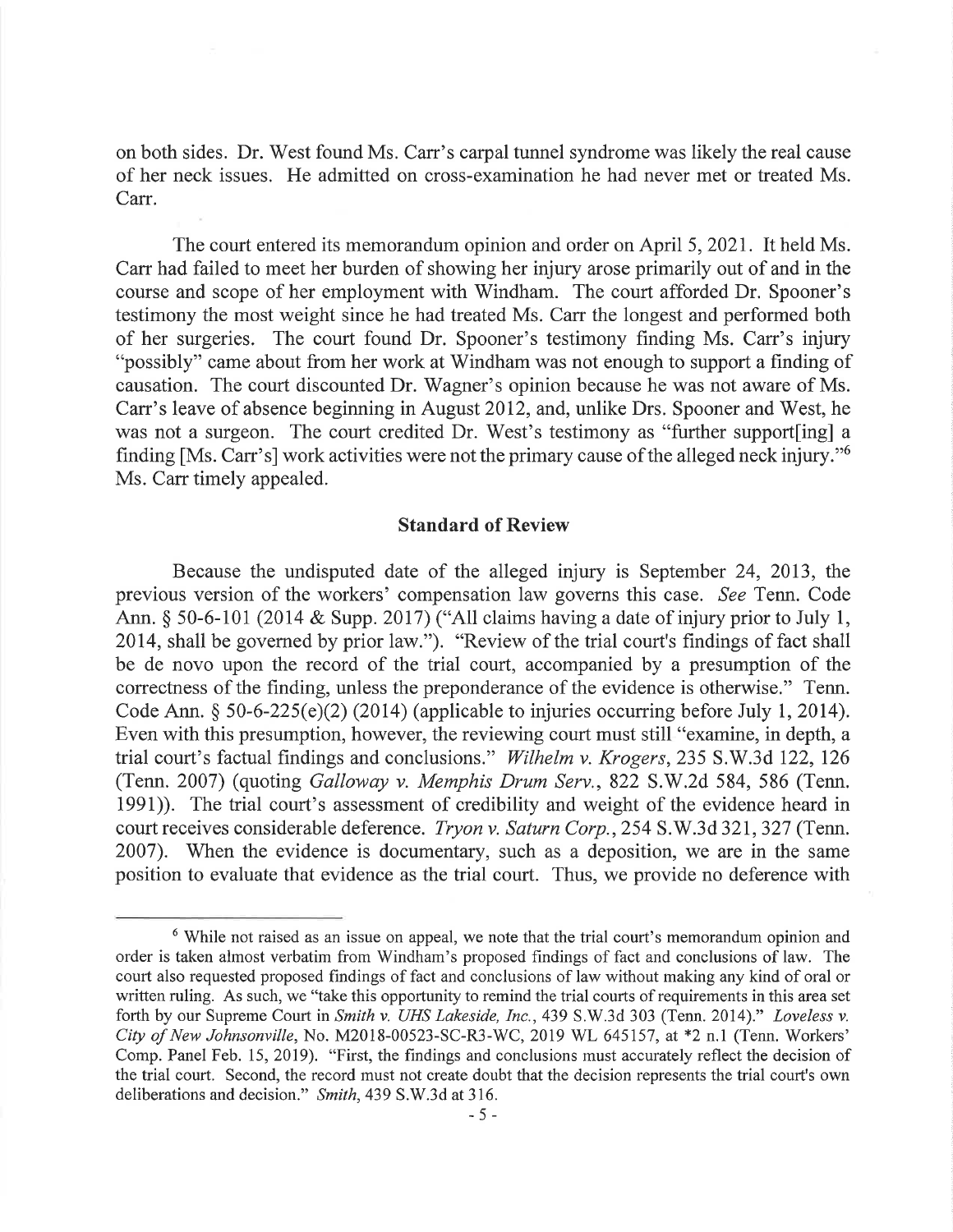on both sides. Dr. West found Ms. Carr's carpal tunnel syndrome was likely the real cause of her neck issues. He admitted on cross-examination he had never met or treated Ms. Carr.

The court entered its memorandum opinion and order on April 5, 2021. It held Ms. Carr had failed to meet her burden of showing her injury arose primarily out of and in the course and scope of her employment with Windham. The court afforded Dr. Spooner's testimony the most weight since he had treated Ms. Carr the longest and performed both of her surgeries. The court found Dr. Spooner's testimony finding Ms. Carr's injury "possibly" came about from her work at Windham was not enough to support a finding of causation. The court discounted Dr. Wagner's opinion because he was not aware of Ms. Carr's leave of absence beginning in August 2012, and, unlike Drs. Spooner and West, he was not a surgeon. The court credited Dr. West's testimony as "further support[ing] a finding [Ms. Carr's] work activities were not the primary cause of the alleged neck injury."[6] Ms. Carr timely appealed.

## Standard of Review

Because the undisputed date of the alleged injury is September 24, 2013, the previous version of the workers' compensation law governs this case. *See* Tenn. Code Ann. § 50-6-101 (2014 & Supp. 2017) ("All claims having a date of injury prior to July 1, 2014, shall be governed by prior law."). "Review of the trial court's findings of fact shall be de novo upon the record of the trial court, accompanied by a presumption of the correctness of the finding, unless the preponderance of the evidence is otherwise." Tenn. Code Ann. § 50-6-225(e)(2) (2014) (applicable to injuries occurring before July 1, 2014). Even with this presumption, however, the reviewing court must still "examine, in depth, a trial court's factual findings and conclusions." *Wilhelm v. Krogers*, 235 S.W.3d 122, 126 (Tenn. 2007) (quoting *Galloway v. Memphis Drum Serv.*, 822 S.W.2d 584, 586 (Tenn. 1991)). The trial court's assessment of credibility and weight of the evidence heard in court receives considerable deference. *Tryon v. Saturn Corp.*, 254 S.W.3d 321, 327 (Tenn. 2007). When the evidence is documentary, such as a deposition, we are in the same position to evaluate that evidence as the trial court. Thus, we provide no deference with

---

[6] While not raised as an issue on appeal, we note that the trial court's memorandum opinion and order is taken almost verbatim from Windham's proposed findings of fact and conclusions of law. The court also requested proposed findings of fact and conclusions of law without making any kind of oral or written ruling. As such, we "take this opportunity to remind the trial courts of requirements in this area set forth by our Supreme Court in *Smith v. UHS Lakeside, Inc.*, 439 S.W.3d 303 (Tenn. 2014)." *Loveless v. City of New Johnsonville*, No. M2018-00523-SC-R3-WC, 2019 WL 645157, at *2 n.1 (Tenn. Workers' Comp. Panel Feb. 15, 2019). "First, the findings and conclusions must accurately reflect the decision of the trial court. Second, the record must not create doubt that the decision represents the trial court's own deliberations and decision." *Smith*, 439 S.W.3d at 316.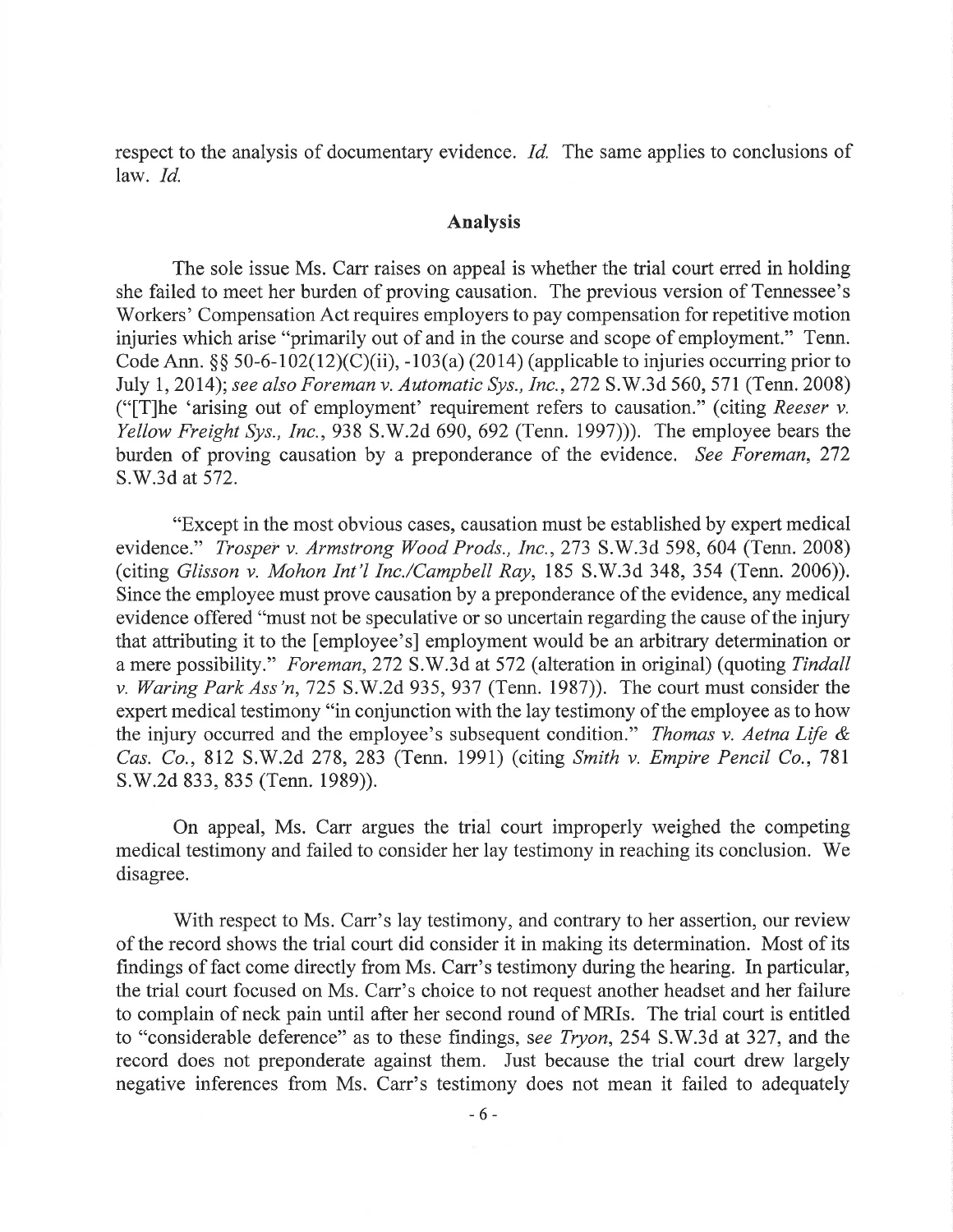respect to the analysis of documentary evidence. *Id.* The same applies to conclusions of law. *Id.*

## Analysis

The sole issue Ms. Carr raises on appeal is whether the trial court erred in holding she failed to meet her burden of proving causation. The previous version of Tennessee's Workers' Compensation Act requires employers to pay compensation for repetitive motion injuries which arise "primarily out of and in the course and scope of employment." Tenn. Code Ann. §§ 50-6-102(12)(C)(ii), -103(a) (2014) (applicable to injuries occurring prior to July 1, 2014); *see also Foreman v. Automatic Sys., Inc.*, 272 S.W.3d 560, 571 (Tenn. 2008) ("[T]he 'arising out of employment' requirement refers to causation." (citing *Reeser v. Yellow Freight Sys., Inc.*, 938 S.W.2d 690, 692 (Tenn. 1997))). The employee bears the burden of proving causation by a preponderance of the evidence. *See Foreman*, 272 S.W.3d at 572.

"Except in the most obvious cases, causation must be established by expert medical evidence." *Trosper v. Armstrong Wood Prods., Inc.*, 273 S.W.3d 598, 604 (Tenn. 2008) (citing *Glisson v. Mohon Int'l Inc./Campbell Ray*, 185 S.W.3d 348, 354 (Tenn. 2006)). Since the employee must prove causation by a preponderance of the evidence, any medical evidence offered "must not be speculative or so uncertain regarding the cause of the injury that attributing it to the [employee's] employment would be an arbitrary determination or a mere possibility." *Foreman*, 272 S.W.3d at 572 (alteration in original) (quoting *Tindall v. Waring Park Ass'n*, 725 S.W.2d 935, 937 (Tenn. 1987)). The court must consider the expert medical testimony "in conjunction with the lay testimony of the employee as to how the injury occurred and the employee's subsequent condition." *Thomas v. Aetna Life & Cas. Co.*, 812 S.W.2d 278, 283 (Tenn. 1991) (citing *Smith v. Empire Pencil Co.*, 781 S.W.2d 833, 835 (Tenn. 1989)).

On appeal, Ms. Carr argues the trial court improperly weighed the competing medical testimony and failed to consider her lay testimony in reaching its conclusion. We disagree.

With respect to Ms. Carr's lay testimony, and contrary to her assertion, our review of the record shows the trial court did consider it in making its determination. Most of its findings of fact come directly from Ms. Carr's testimony during the hearing. In particular, the trial court focused on Ms. Carr's choice to not request another headset and her failure to complain of neck pain until after her second round of MRIs. The trial court is entitled to "considerable deference" as to these findings, *see Tryon*, 254 S.W.3d at 327, and the record does not preponderate against them. Just because the trial court drew largely negative inferences from Ms. Carr's testimony does not mean it failed to adequately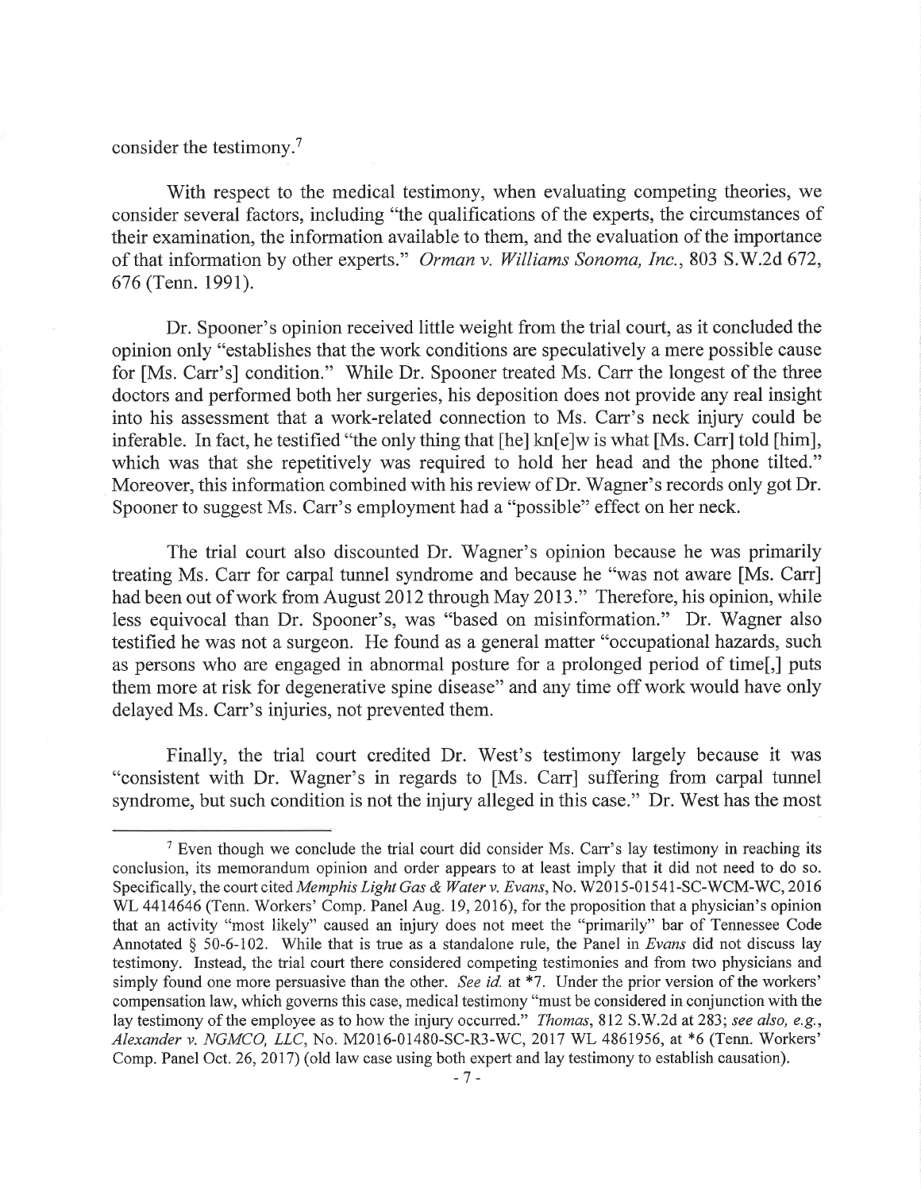consider the testimony.[7]

With respect to the medical testimony, when evaluating competing theories, we consider several factors, including "the qualifications of the experts, the circumstances of their examination, the information available to them, and the evaluation of the importance of that information by other experts." *Orman v. Williams Sonoma, Inc.*, 803 S.W.2d 672, 676 (Tenn. 1991).

Dr. Spooner's opinion received little weight from the trial court, as it concluded the opinion only "establishes that the work conditions are speculatively a mere possible cause for [Ms. Carr's] condition." While Dr. Spooner treated Ms. Carr the longest of the three doctors and performed both her surgeries, his deposition does not provide any real insight into his assessment that a work-related connection to Ms. Carr's neck injury could be inferable. In fact, he testified "the only thing that [he] kn[e]w is what [Ms. Carr] told [him], which was that she repetitively was required to hold her head and the phone tilted." Moreover, this information combined with his review of Dr. Wagner's records only got Dr. Spooner to suggest Ms. Carr's employment had a "possible" effect on her neck.

The trial court also discounted Dr. Wagner's opinion because he was primarily treating Ms. Carr for carpal tunnel syndrome and because he "was not aware [Ms. Carr] had been out of work from August 2012 through May 2013." Therefore, his opinion, while less equivocal than Dr. Spooner's, was "based on misinformation." Dr. Wagner also testified he was not a surgeon. He found as a general matter "occupational hazards, such as persons who are engaged in abnormal posture for a prolonged period of time[,] puts them more at risk for degenerative spine disease" and any time off work would have only delayed Ms. Carr's injuries, not prevented them.

Finally, the trial court credited Dr. West's testimony largely because it was "consistent with Dr. Wagner's in regards to [Ms. Carr] suffering from carpal tunnel syndrome, but such condition is not the injury alleged in this case." Dr. West has the most

---

[7] Even though we conclude the trial court did consider Ms. Carr's lay testimony in reaching its conclusion, its memorandum opinion and order appears to at least imply that it did not need to do so. Specifically, the court cited *Memphis Light Gas & Water v. Evans*, No. W2015-01541-SC-WCM-WC, 2016 WL 4414646 (Tenn. Workers' Comp. Panel Aug. 19, 2016), for the proposition that a physician's opinion that an activity "most likely" caused an injury does not meet the "primarily" bar of Tennessee Code Annotated § 50-6-102. While that is true as a standalone rule, the Panel in *Evans* did not discuss lay testimony. Instead, the trial court there considered competing testimonies and from two physicians and simply found one more persuasive than the other. *See id.* at *7. Under the prior version of the workers' compensation law, which governs this case, medical testimony "must be considered in conjunction with the lay testimony of the employee as to how the injury occurred." *Thomas*, 812 S.W.2d at 283; *see also, e.g.*, *Alexander v. NGMCO, LLC*, No. M2016-01480-SC-R3-WC, 2017 WL 4861956, at *6 (Tenn. Workers' Comp. Panel Oct. 26, 2017) (old law case using both expert and lay testimony to establish causation).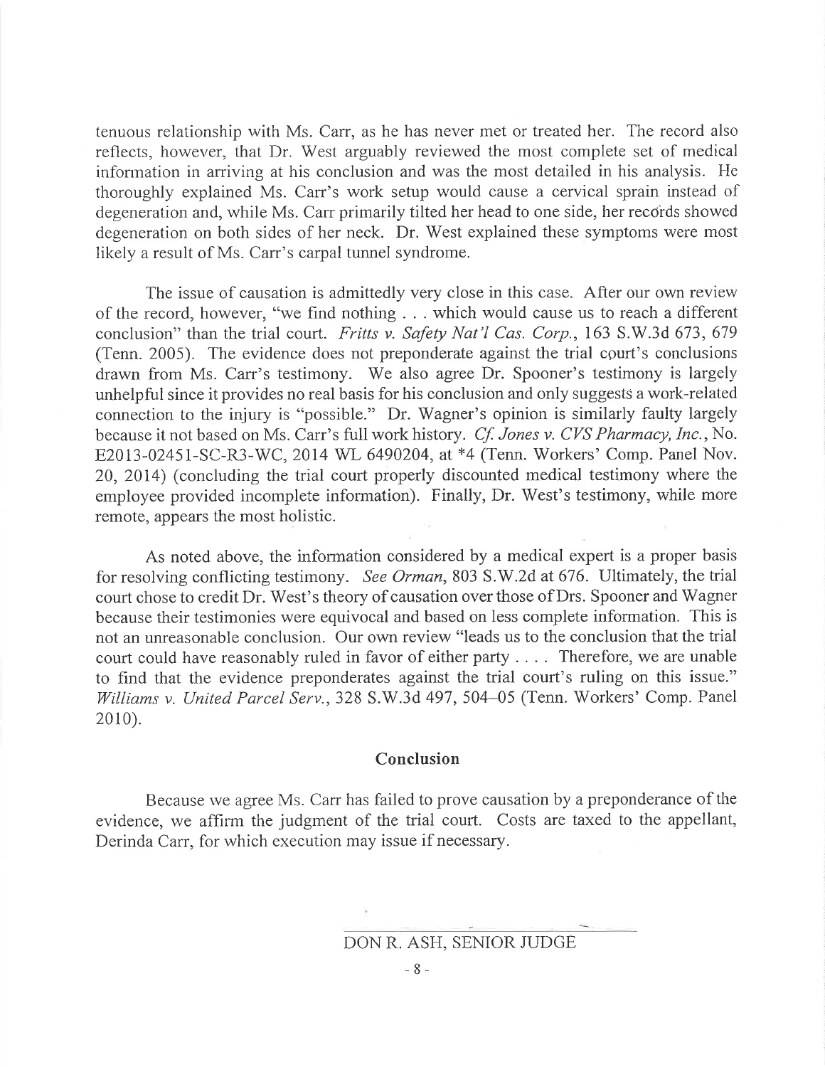tenuous relationship with Ms. Carr, as he has never met or treated her. The record also reflects, however, that Dr. West arguably reviewed the most complete set of medical information in arriving at his conclusion and was the most detailed in his analysis. He thoroughly explained Ms. Carr's work setup would cause a cervical sprain instead of degeneration and, while Ms. Carr primarily tilted her head to one side, her records showed degeneration on both sides of her neck. Dr. West explained these symptoms were most likely a result of Ms. Carr's carpal tunnel syndrome.

The issue of causation is admittedly very close in this case. After our own review of the record, however, "we find nothing . . . which would cause us to reach a different conclusion" than the trial court. *Fritts v. Safety Nat'l Cas. Corp.*, 163 S.W.3d 673, 679 (Tenn. 2005). The evidence does not preponderate against the trial court's conclusions drawn from Ms. Carr's testimony. We also agree Dr. Spooner's testimony is largely unhelpful since it provides no real basis for his conclusion and only suggests a work-related connection to the injury is "possible." Dr. Wagner's opinion is similarly faulty largely because it not based on Ms. Carr's full work history. *Cf. Jones v. CVS Pharmacy, Inc.*, No. E2013-02451-SC-R3-WC, 2014 WL 6490204, at *4 (Tenn. Workers' Comp. Panel Nov. 20, 2014) (concluding the trial court properly discounted medical testimony where the employee provided incomplete information). Finally, Dr. West's testimony, while more remote, appears the most holistic.

As noted above, the information considered by a medical expert is a proper basis for resolving conflicting testimony. *See Orman*, 803 S.W.2d at 676. Ultimately, the trial court chose to credit Dr. West's theory of causation over those of Drs. Spooner and Wagner because their testimonies were equivocal and based on less complete information. This is not an unreasonable conclusion. Our own review "leads us to the conclusion that the trial court could have reasonably ruled in favor of either party . . . . Therefore, we are unable to find that the evidence preponderates against the trial court's ruling on this issue." *Williams v. United Parcel Serv.*, 328 S.W.3d 497, 504–05 (Tenn. Workers' Comp. Panel 2010).

## Conclusion

Because we agree Ms. Carr has failed to prove causation by a preponderance of the evidence, we affirm the judgment of the trial court. Costs are taxed to the appellant, Derinda Carr, for which execution may issue if necessary.

DON R. ASH, SENIOR JUDGE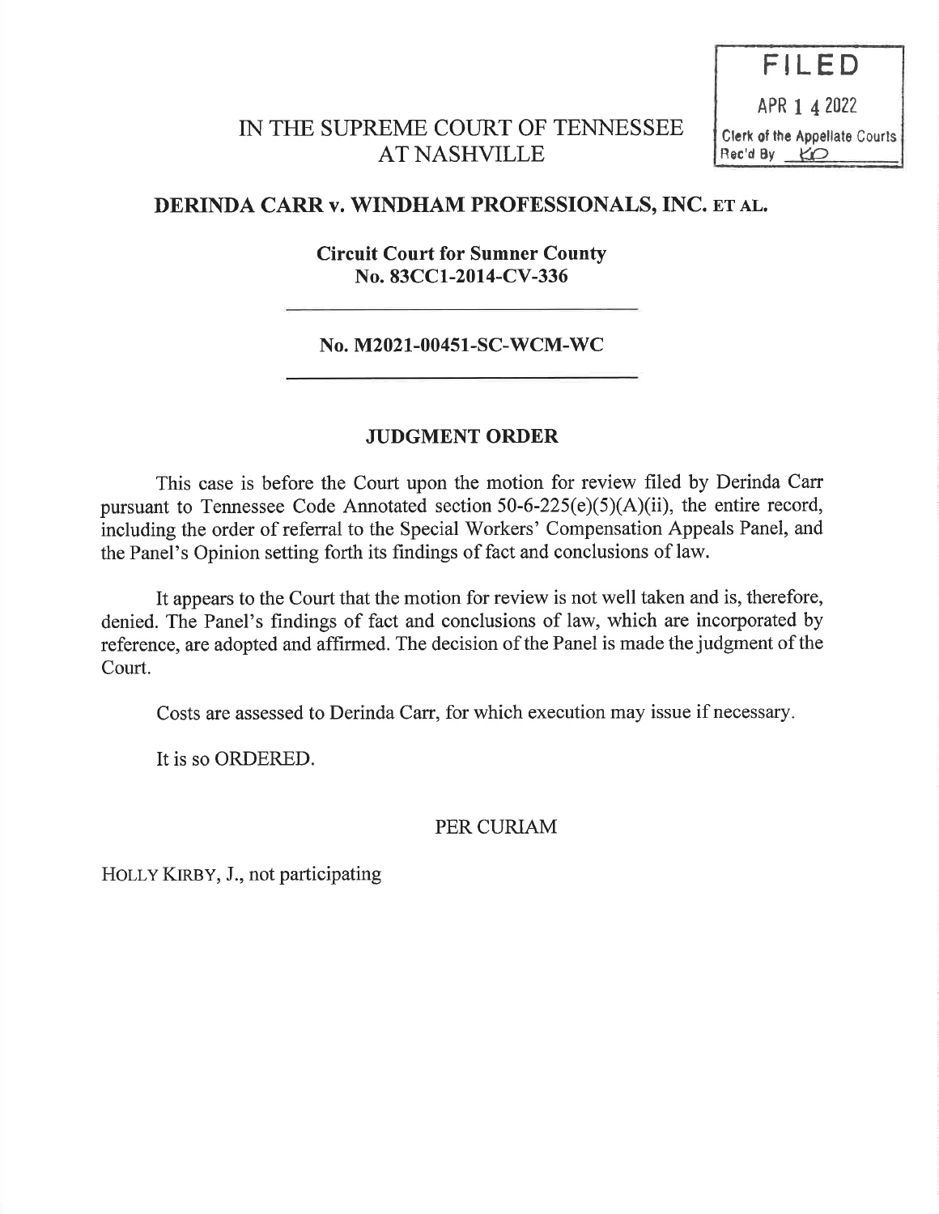FILED

APR 1 4 2022

Clerk of the Appellate Courts
Rec'd By KO

# IN THE SUPREME COURT OF TENNESSEE
# AT NASHVILLE

## DERINDA CARR v. WINDHAM PROFESSIONALS, INC. ET AL.

**Circuit Court for Sumner County**
**No. 83CC1-2014-CV-336**

---

**No. M2021-00451-SC-WCM-WC**

---

## JUDGMENT ORDER

This case is before the Court upon the motion for review filed by Derinda Carr pursuant to Tennessee Code Annotated section 50-6-225(e)(5)(A)(ii), the entire record, including the order of referral to the Special Workers' Compensation Appeals Panel, and the Panel's Opinion setting forth its findings of fact and conclusions of law.

It appears to the Court that the motion for review is not well taken and is, therefore, denied. The Panel's findings of fact and conclusions of law, which are incorporated by reference, are adopted and affirmed. The decision of the Panel is made the judgment of the Court.

Costs are assessed to Derinda Carr, for which execution may issue if necessary.

It is so ORDERED.

PER CURIAM

HOLLY KIRBY, J., not participating